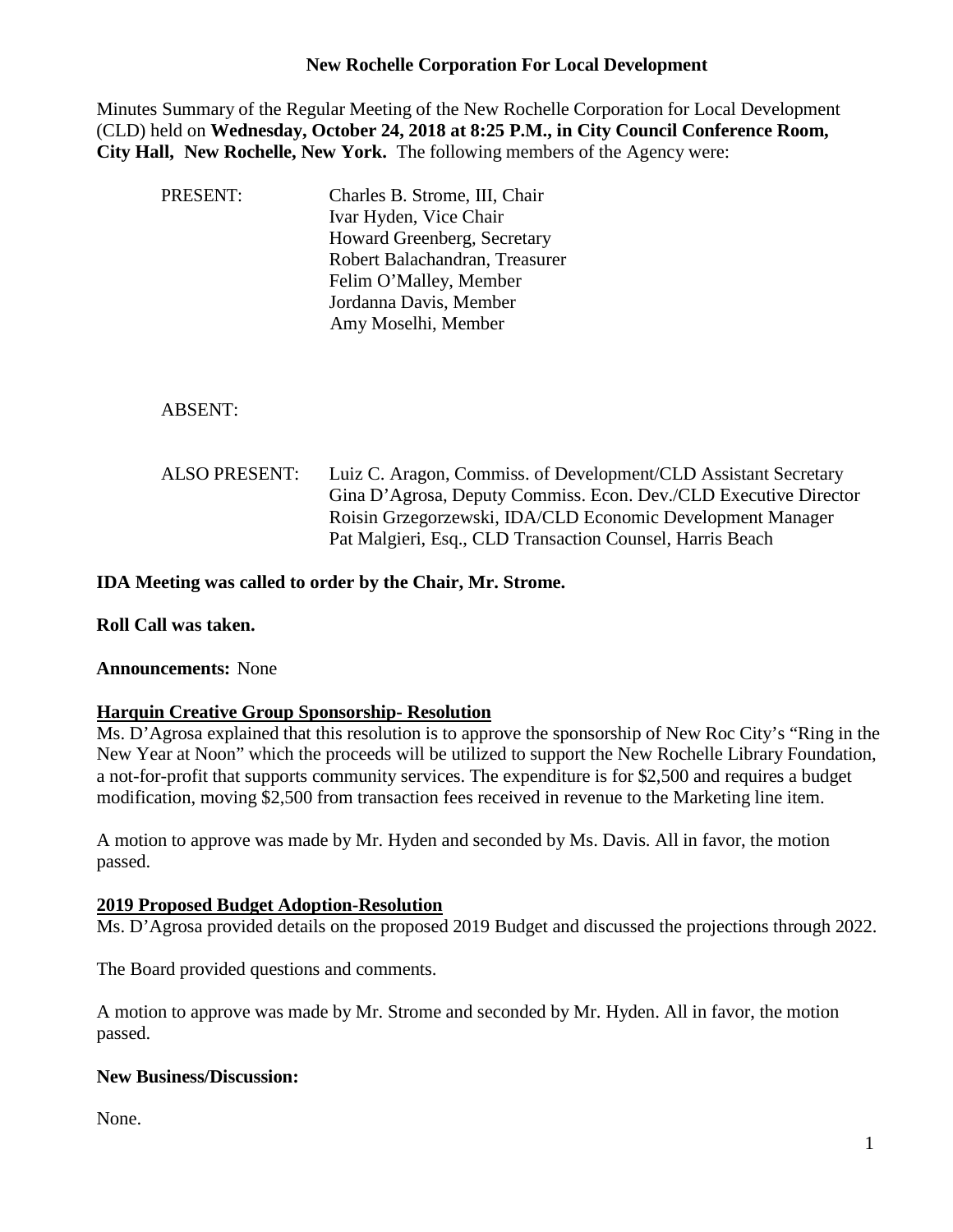# New Rochelle Corporation For Local Development

Minutes Summary of the Regular Meeting of the New Rochelle Corporation for Local Development (CLD) held on **Wednesday, October 24, 2018 at 8:25 P.M., in City Council Conference Room, City Hall, New Rochelle, New York.** The following members of the Agency were:

PRESENT:
- Charles B. Strome, III, Chair
- Ivar Hyden, Vice Chair
- Howard Greenberg, Secretary
- Robert Balachandran, Treasurer
- Felim O'Malley, Member
- Jordanna Davis, Member
- Amy Moselhi, Member

ABSENT:

ALSO PRESENT:
- Luiz C. Aragon, Commiss. of Development/CLD Assistant Secretary
- Gina D'Agrosa, Deputy Commiss. Econ. Dev./CLD Executive Director
- Roisin Grzegorzewski, IDA/CLD Economic Development Manager
- Pat Malgieri, Esq., CLD Transaction Counsel, Harris Beach

**IDA Meeting was called to order by the Chair, Mr. Strome.**

**Roll Call was taken.**

**Announcements:** None

## Harquin Creative Group Sponsorship- Resolution

Ms. D'Agrosa explained that this resolution is to approve the sponsorship of New Roc City's "Ring in the New Year at Noon" which the proceeds will be utilized to support the New Rochelle Library Foundation, a not-for-profit that supports community services. The expenditure is for $2,500 and requires a budget modification, moving $2,500 from transaction fees received in revenue to the Marketing line item.

A motion to approve was made by Mr. Hyden and seconded by Ms. Davis. All in favor, the motion passed.

## 2019 Proposed Budget Adoption-Resolution

Ms. D'Agrosa provided details on the proposed 2019 Budget and discussed the projections through 2022.

The Board provided questions and comments.

A motion to approve was made by Mr. Strome and seconded by Mr. Hyden. All in favor, the motion passed.

**New Business/Discussion:**

None.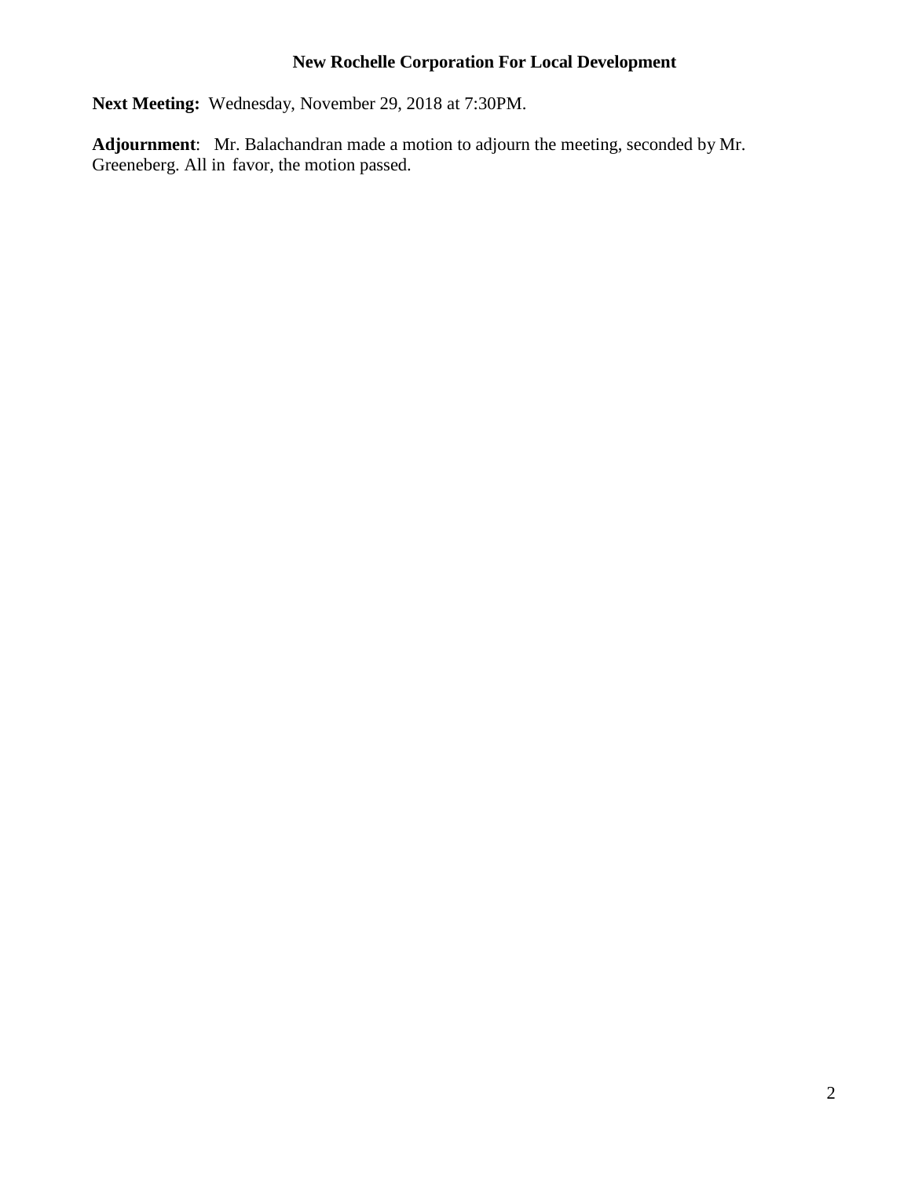**New Rochelle Corporation For Local Development**

**Next Meeting:** Wednesday, November 29, 2018 at 7:30PM.

**Adjournment**: Mr. Balachandran made a motion to adjourn the meeting, seconded by Mr. Greeneberg. All in favor, the motion passed.